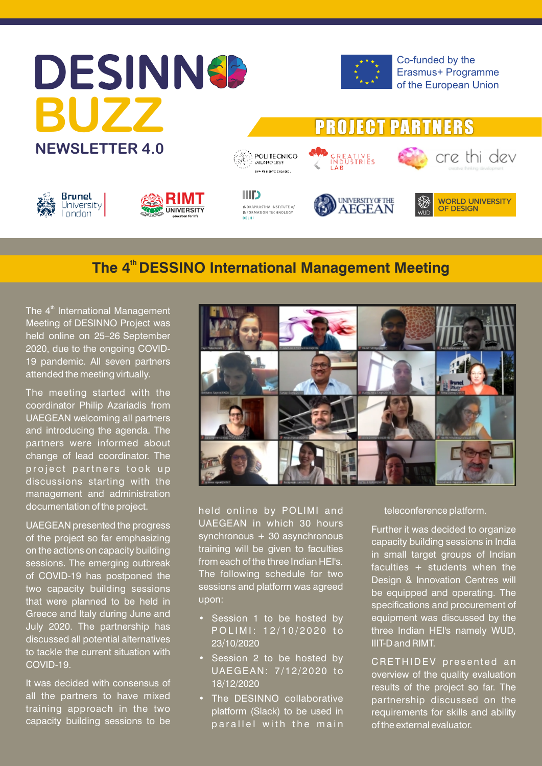# DESINNO BUZZ

## NEWSLETTER 4.0

Co-funded by the Erasmus+ Programme of the European Union

## PROJECT PARTNERS

POLITECNICO MILANO 1863 · CREATIVE INDUSTRIES LAB · cre thi dev · Brunel University London · RIMT UNIVERSITY · INDRAPRASTHA INSTITUTE of INFORMATION TECHNOLOGY DELHI · UNIVERSITY OF THE AEGEAN · WORLD UNIVERSITY OF DESIGN

## The 4th DESSINO International Management Meeting

The 4th International Management Meeting of DESINNO Project was held online on 25–26 September 2020, due to the ongoing COVID-19 pandemic. All seven partners attended the meeting virtually.

The meeting started with the coordinator Philip Azariadis from UAEGEAN welcoming all partners and introducing the agenda. The partners were informed about change of lead coordinator. The project partners took up discussions starting with the management and administration documentation of the project.

UAEGEAN presented the progress of the project so far emphasizing on the actions on capacity building sessions. The emerging outbreak of COVID-19 has postponed the two capacity building sessions that were planned to be held in Greece and Italy during June and July 2020. The partnership has discussed all potential alternatives to tackle the current situation with COVID-19.

It was decided with consensus of all the partners to have mixed training approach in the two capacity building sessions to be held online by POLIMI and UAEGEAN in which 30 hours synchronous + 30 asynchronous training will be given to faculties from each of the three Indian HEI's. The following schedule for two sessions and platform was agreed upon:

- Session 1 to be hosted by POLIMI: 12/10/2020 to 23/10/2020
- Session 2 to be hosted by UAEGEAN: 7/12/2020 to 18/12/2020
- The DESINNO collaborative platform (Slack) to be used in parallel with the main teleconference platform.

Further it was decided to organize capacity building sessions in India in small target groups of Indian faculties + students when the Design & Innovation Centres will be equipped and operating. The specifications and procurement of equipment was discussed by the three Indian HEI's namely WUD, IIIT-D and RIMT.

CRETHIDEV presented an overview of the quality evaluation results of the project so far. The partnership discussed on the requirements for skills and ability of the external evaluator.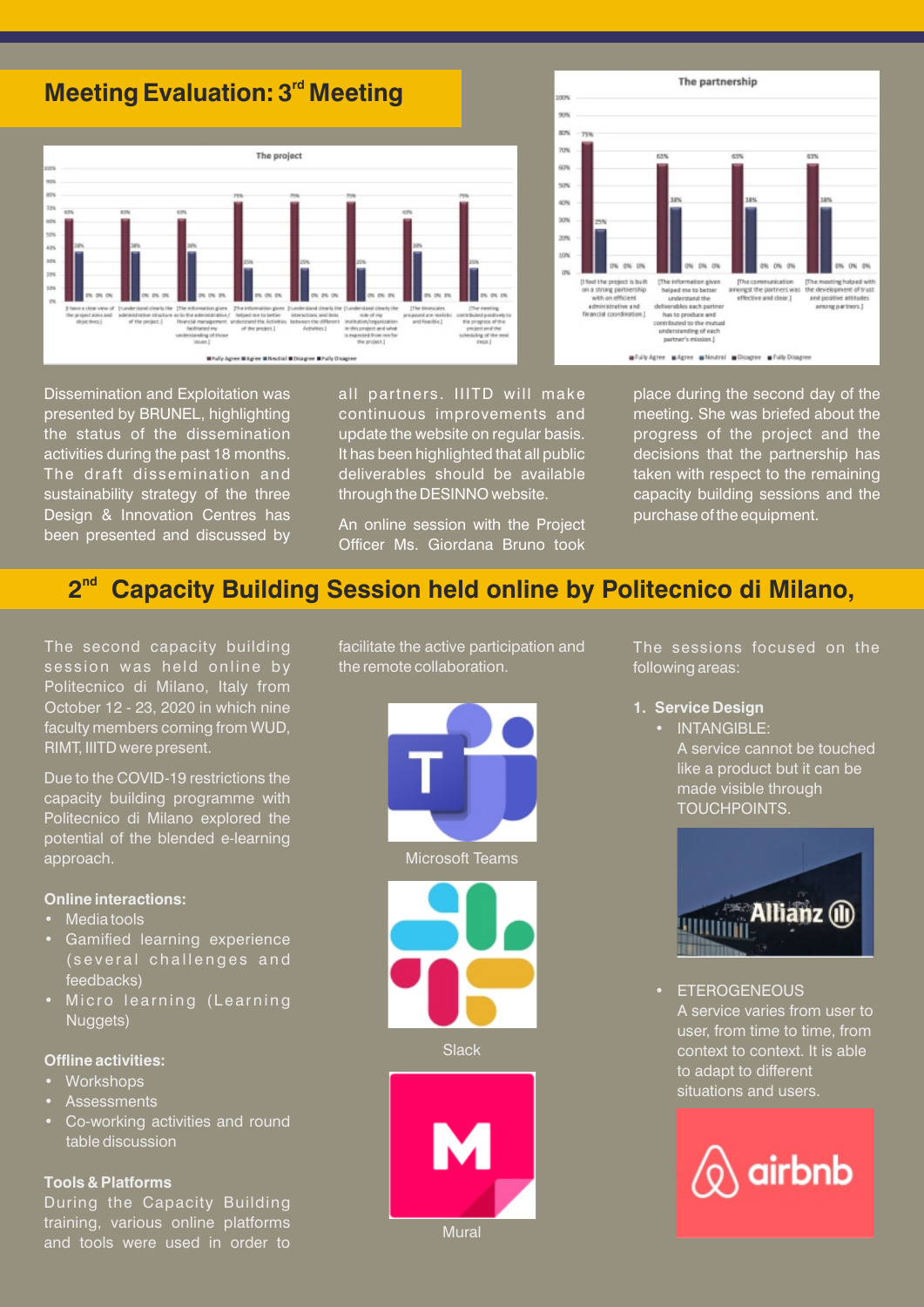## Meeting Evaluation: 3rd Meeting

Dissemination and Exploitation was presented by BRUNEL, highlighting the status of the dissemination activities during the past 18 months. The draft dissemination and sustainability strategy of the three Design & Innovation Centres has been presented and discussed by all partners. IIITD will make continuous improvements and update the website on regular basis. It has been highlighted that all public deliverables should be available through the DESINNO website.

An online session with the Project Officer Ms. Giordana Bruno took place during the second day of the meeting. She was briefed about the progress of the project and the decisions that the partnership has taken with respect to the remaining capacity building sessions and the purchase of the equipment.

## 2nd Capacity Building Session held online by Politecnico di Milano,

The second capacity building session was held online by Politecnico di Milano, Italy from October 12 - 23, 2020 in which nine faculty members coming from WUD, RIMT, IIITD were present.

Due to the COVID-19 restrictions the capacity building programme with Politecnico di Milano explored the potential of the blended e-learning approach.

**Online interactions:**

- Media tools
- Gamified learning experience (several challenges and feedbacks)
- Micro learning (Learning Nuggets)

**Offline activities:**

- Workshops
- Assessments
- Co-working activities and round table discussion

**Tools & Platforms**

During the Capacity Building training, various online platforms and tools were used in order to facilitate the active participation and the remote collaboration.

Microsoft Teams

Slack

Mural

The sessions focused on the following areas:

1. **Service Design**
   - INTANGIBLE:
     A service cannot be touched like a product but it can be made visible through TOUCHPOINTS.
   - ETEROGENEOUS
     A service varies from user to user, from time to time, from context to context. It is able to adapt to different situations and users.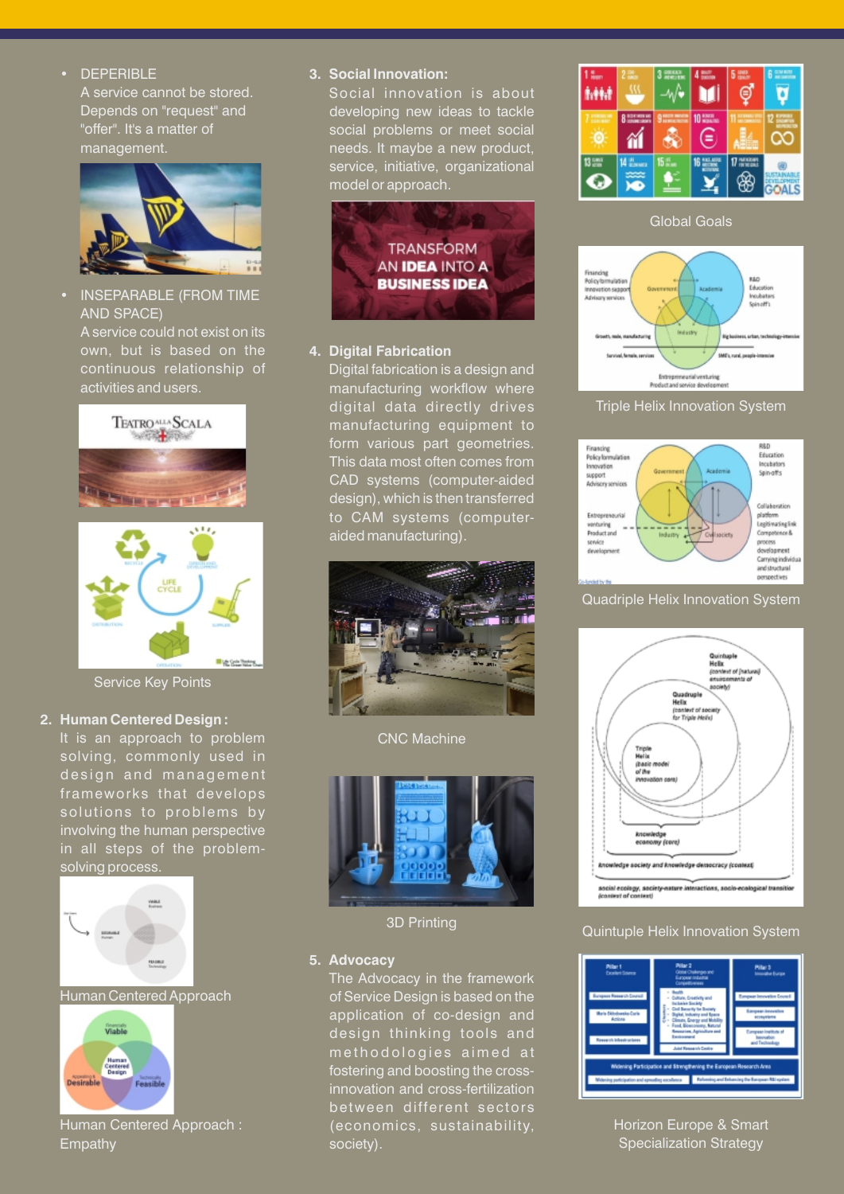- DEPERIBLE
  A service cannot be stored. Depends on "request" and "offer". It's a matter of management.

- INSEPARABLE (FROM TIME AND SPACE)
  A service could not exist on its own, but is based on the continuous relationship of activities and users.

Service Key Points

2. **Human Centered Design :**
   It is an approach to problem solving, commonly used in design and management frameworks that develops solutions to problems by involving the human perspective in all steps of the problem-solving process.

Human Centered Approach

Human Centered Approach : Empathy

3. **Social Innovation:**
   Social innovation is about developing new ideas to tackle social problems or meet social needs. It maybe a new product, service, initiative, organizational model or approach.

4. **Digital Fabrication**
   Digital fabrication is a design and manufacturing workflow where digital data directly drives manufacturing equipment to form various part geometries. This data most often comes from CAD systems (computer-aided design), which is then transferred to CAM systems (computer-aided manufacturing).

CNC Machine

3D Printing

5. **Advocacy**
   The Advocacy in the framework of Service Design is based on the application of co-design and design thinking tools and methodologies aimed at fostering and boosting the cross-innovation and cross-fertilization between different sectors (economics, sustainability, society).

Global Goals

Triple Helix Innovation System

Quadriple Helix Innovation System

Quintuple Helix Innovation System

Horizon Europe & Smart Specialization Strategy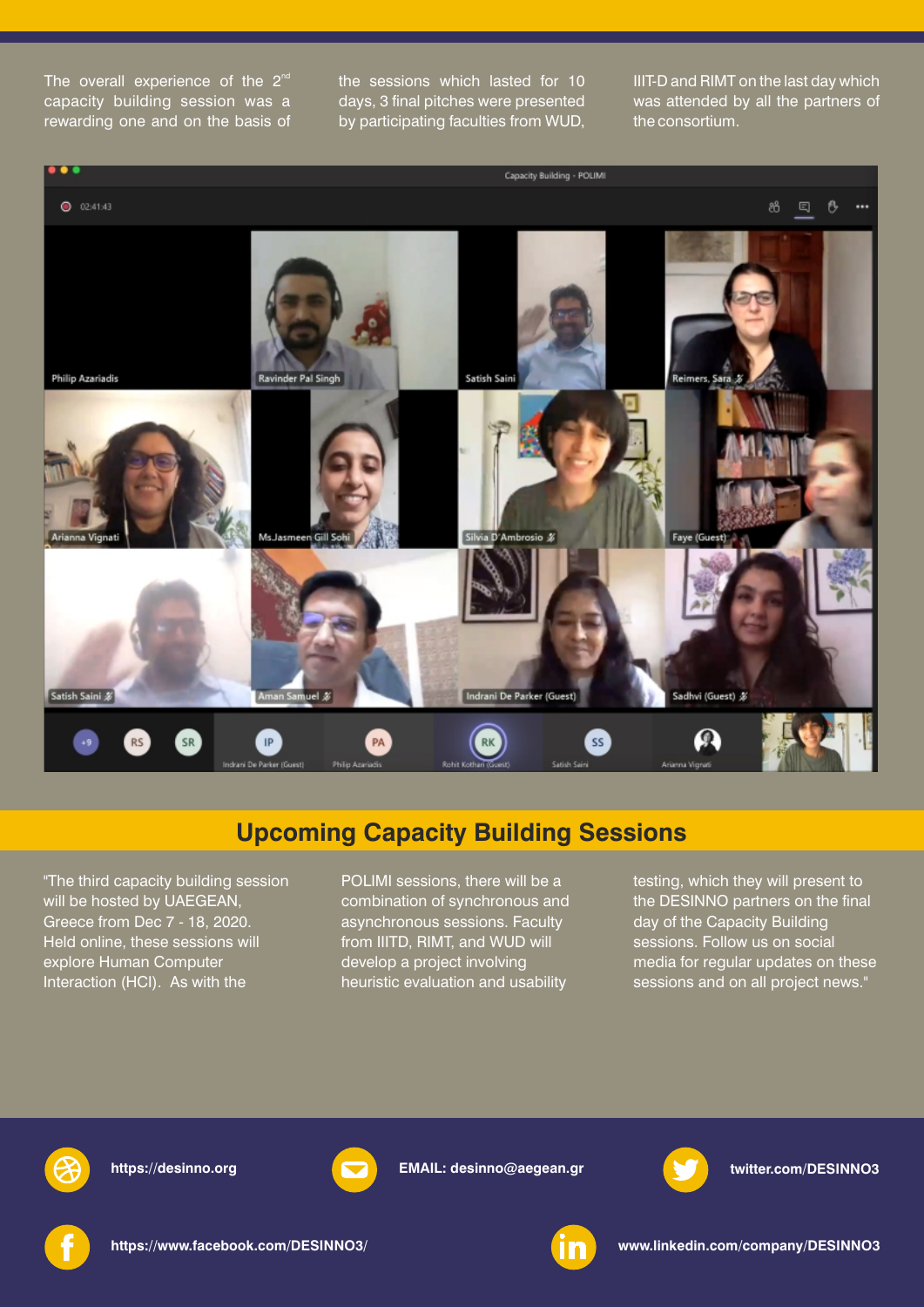The overall experience of the 2[nd] capacity building session was a rewarding one and on the basis of the sessions which lasted for 10 days, 3 final pitches were presented by participating faculties from WUD, IIIT-D and RIMT on the last day which was attended by all the partners of the consortium.

## Upcoming Capacity Building Sessions

"The third capacity building session will be hosted by UAEGEAN, Greece from Dec 7 - 18, 2020. Held online, these sessions will explore Human Computer Interaction (HCI). As with the POLIMI sessions, there will be a combination of synchronous and asynchronous sessions. Faculty from IIITD, RIMT, and WUD will develop a project involving heuristic evaluation and usability testing, which they will present to the DESINNO partners on the final day of the Capacity Building sessions. Follow us on social media for regular updates on these sessions and on all project news."

**https://desinno.org**

**EMAIL: desinno@aegean.gr**

**twitter.com/DESINNO3**

**https://www.facebook.com/DESINNO3/**

**www.linkedin.com/company/DESINNO3**